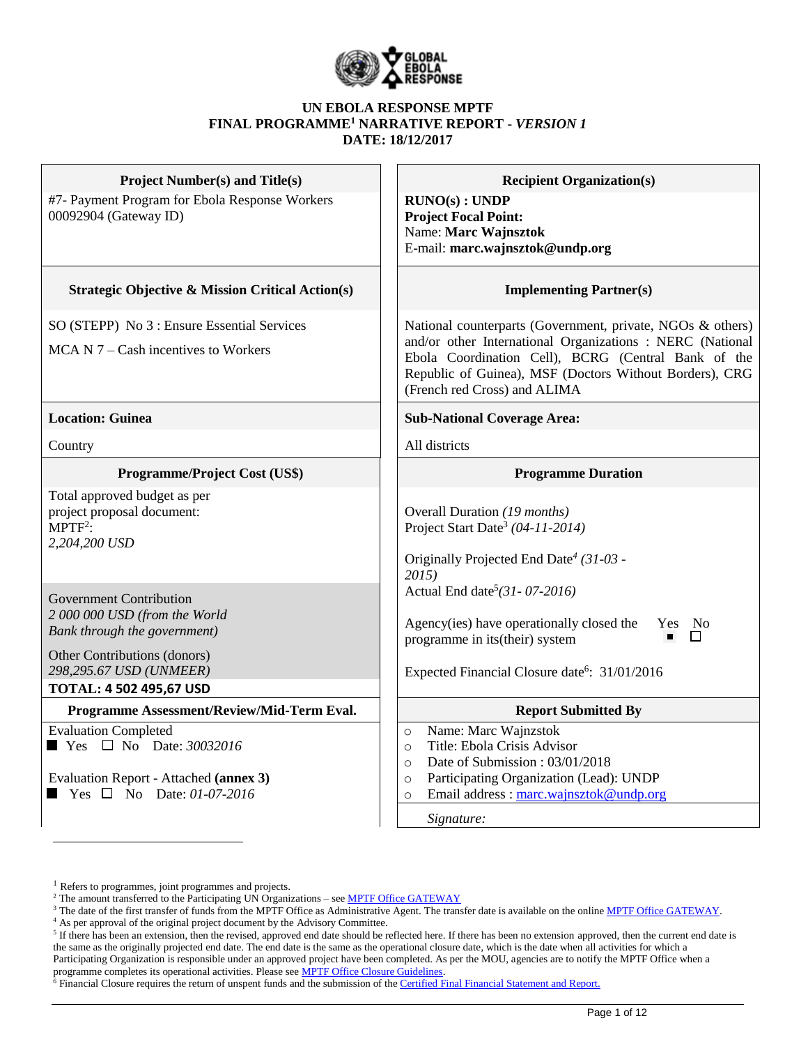**GLOBAL EBOLA RESPONSE**

**UN EBOLA RESPONSE MPTF**
**FINAL PROGRAMME[1] NARRATIVE REPORT - *VERSION 1***
**DATE: 18/12/2017**

| **Project Number(s) and Title(s)** | **Recipient Organization(s)** |
|---|---|
| #7- Payment Program for Ebola Response Workers<br>00092904 (Gateway ID) | **RUNO(s) : UNDP**<br>**Project Focal Point:**<br>Name: **Marc Wajnsztok**<br>E-mail: **marc.wajnsztok@undp.org** |
| **Strategic Objective & Mission Critical Action(s)** | **Implementing Partner(s)** |
| SO (STEPP) No 3 : Ensure Essential Services<br><br>MCA N 7 – Cash incentives to Workers | National counterparts (Government, private, NGOs & others) and/or other International Organizations : NERC (National Ebola Coordination Cell), BCRG (Central Bank of the Republic of Guinea), MSF (Doctors Without Borders), CRG (French red Cross) and ALIMA |
| **Location: Guinea** | **Sub-National Coverage Area:** |
| Country | All districts |
| **Programme/Project Cost (US$)** | **Programme Duration** |
| Total approved budget as per project proposal document:<br>MPTF[2]:<br>*2,204,200 USD*<br><br>Government Contribution<br>*2 000 000 USD (from the World Bank through the government)*<br><br>Other Contributions (donors)<br>*298,295.67 USD (UNMEER)*<br><br>**TOTAL: 4 502 495,67 USD** | Overall Duration *(19 months)*<br>Project Start Date[3] *(04-11-2014)*<br><br>Originally Projected End Date[4] *(31-03 -2015)*<br>Actual End date[5] *(31- 07-2016)*<br><br>Agency(ies) have operationally closed the programme in its(their) system: Yes ■ No ☐<br><br>Expected Financial Closure date[6]: 31/01/2016 |
| **Programme Assessment/Review/Mid-Term Eval.** | **Report Submitted By** |
| Evaluation Completed<br>■ Yes ☐ No Date: *30032016*<br><br>Evaluation Report - Attached **(annex 3)**<br>■ Yes ☐ No Date: *01-07-2016* | ○ Name: Marc Wajnzstok<br>○ Title: Ebola Crisis Advisor<br>○ Date of Submission : 03/01/2018<br>○ Participating Organization (Lead): UNDP<br>○ Email address : marc.wajnsztok@undp.org<br><br>*Signature:* |

[1] Refers to programmes, joint programmes and projects.
[2] The amount transferred to the Participating UN Organizations – see MPTF Office GATEWAY
[3] The date of the first transfer of funds from the MPTF Office as Administrative Agent. The transfer date is available on the online MPTF Office GATEWAY.
[4] As per approval of the original project document by the Advisory Committee.
[5] If there has been an extension, then the revised, approved end date should be reflected here. If there has been no extension approved, then the current end date is the same as the originally projected end date. The end date is the same as the operational closure date, which is the date when all activities for which a Participating Organization is responsible under an approved project have been completed. As per the MOU, agencies are to notify the MPTF Office when a programme completes its operational activities. Please see MPTF Office Closure Guidelines.
[6] Financial Closure requires the return of unspent funds and the submission of the Certified Final Financial Statement and Report.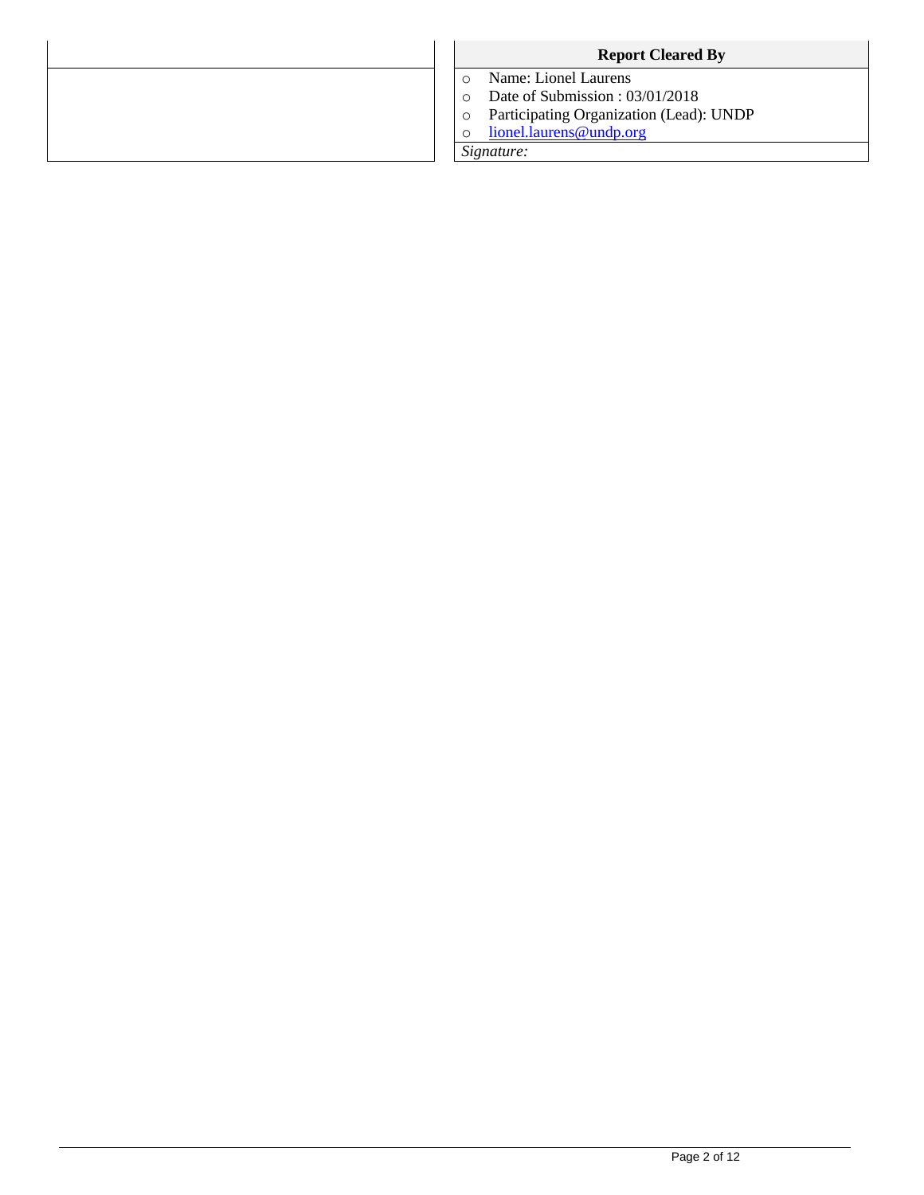| | Report Cleared By |
|---|---|
| | - Name: Lionel Laurens<br>- Date of Submission : 03/01/2018<br>- Participating Organization (Lead): UNDP<br>- lionel.laurens@undp.org |
| | *Signature:* |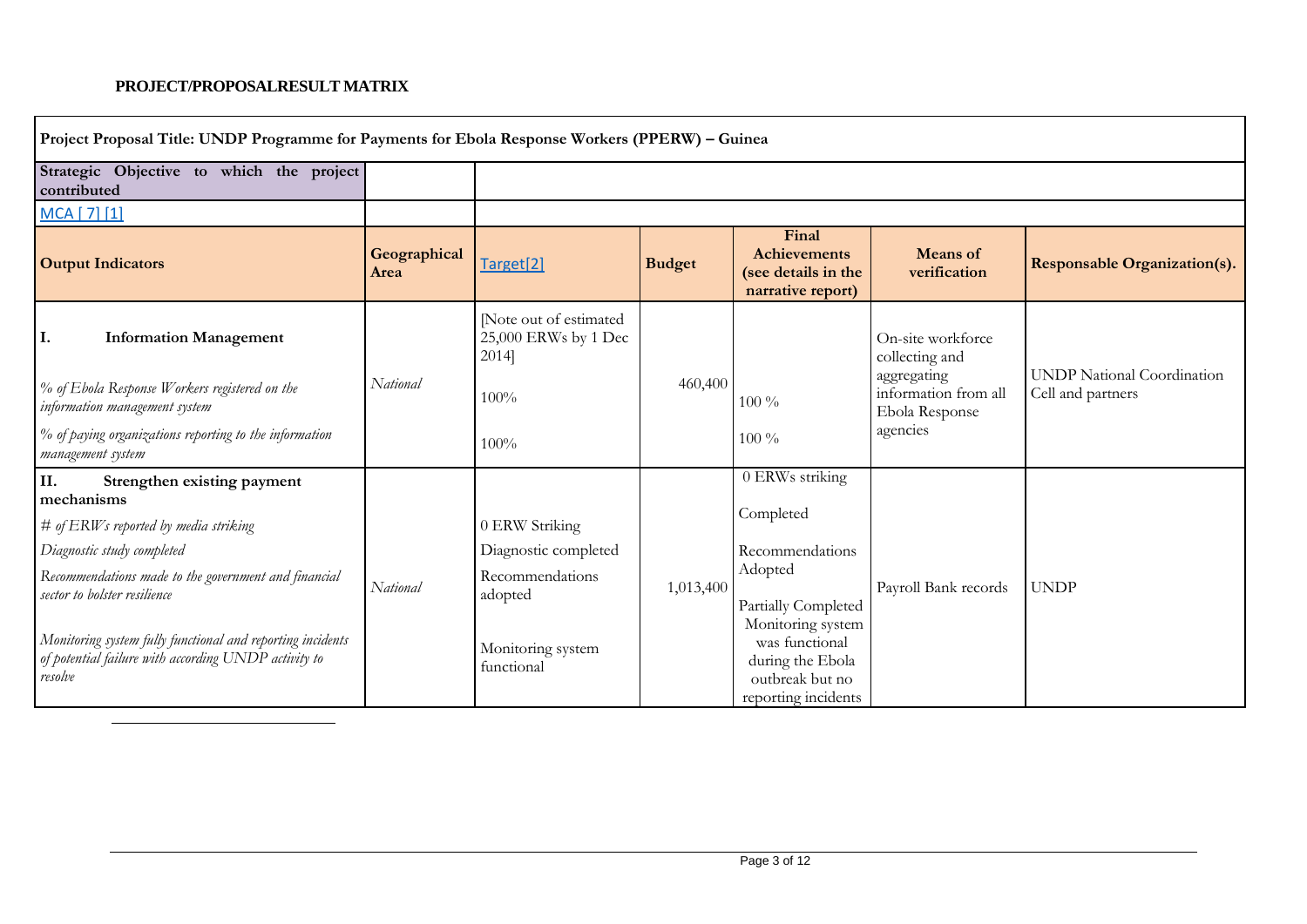**PROJECT/PROPOSALRESULT MATRIX**

| Project Proposal Title: UNDP Programme for Payments for Ebola Response Workers (PPERW) – Guinea | | | | | | |
|---|---|---|---|---|---|---|
| **Strategic Objective to which the project contributed** | | | | | | |
| MCA [ 7] [1] | | | | | | |
| **Output Indicators** | **Geographical Area** | Target[2] | **Budget** | **Final Achievements (see details in the narrative report)** | **Means of verification** | **Responsable Organization(s).** |
| **I. Information Management**<br><br>*% of Ebola Response Workers registered on the information management system*<br><br>*% of paying organizations reporting to the information management system* | *National* | [Note out of estimated 25,000 ERWs by 1 Dec 2014]<br><br>100%<br><br>100% | 460,400 | 100 %<br><br>100 % | On-site workforce collecting and aggregating information from all Ebola Response agencies | UNDP National Coordination Cell and partners |
| **II. Strengthen existing payment mechanisms**<br><br>*# of ERWs reported by media striking*<br><br>*Diagnostic study completed*<br><br>*Recommendations made to the government and financial sector to bolster resilience*<br><br>*Monitoring system fully functional and reporting incidents of potential failure with according UNDP activity to resolve* | *National* | 0 ERW Striking<br><br>Diagnostic completed<br><br>Recommendations adopted<br><br>Monitoring system functional | 1,013,400 | 0 ERWs striking<br><br>Completed<br><br>Recommendations Adopted<br><br>Partially Completed Monitoring system was functional during the Ebola outbreak but no reporting incidents | Payroll Bank records | UNDP |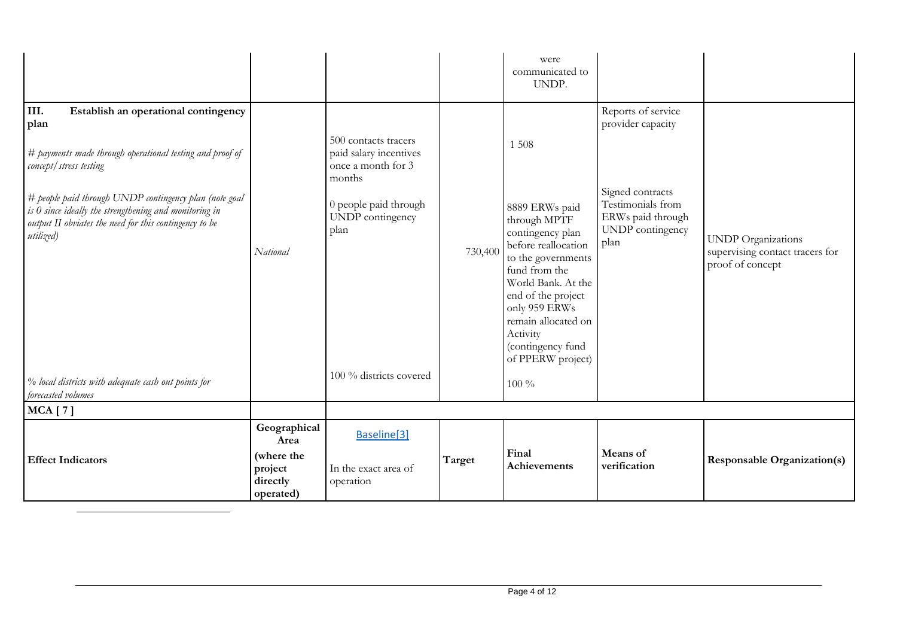| | | | | were communicated to UNDP. | | |
|---|---|---|---|---|---|---|
| **III. Establish an operational contingency plan**<br><br>*# payments made through operational testing and proof of concept/ stress testing*<br><br>*# people paid through UNDP contingency plan (note goal is 0 since ideally the strengthening and monitoring in output II obviates the need for this contingency to be utilized)*<br><br>*% local districts with adequate cash out points for forecasted volumes* | *National* | 500 contacts tracers paid salary incentives once a month for 3 months<br><br>0 people paid through UNDP contingency plan<br><br>100 % districts covered | 730,400 | 1 508<br><br>8889 ERWs paid through MPTF contingency plan before reallocation to the governments fund from the World Bank. At the end of the project only 959 ERWs remain allocated on Activity (contingency fund of PPERW project)<br><br>100 % | Reports of service provider capacity<br><br>Signed contracts Testimonials from ERWs paid through UNDP contingency plan | UNDP Organizations supervising contact tracers for proof of concept |
| **MCA [ 7 ]** | | | | | | |
| **Effect Indicators** | **Geographical Area (where the project directly operated)** | Baseline[3]<br><br>In the exact area of operation | **Target** | **Final Achievements** | **Means of verification** | **Responsable Organization(s)** |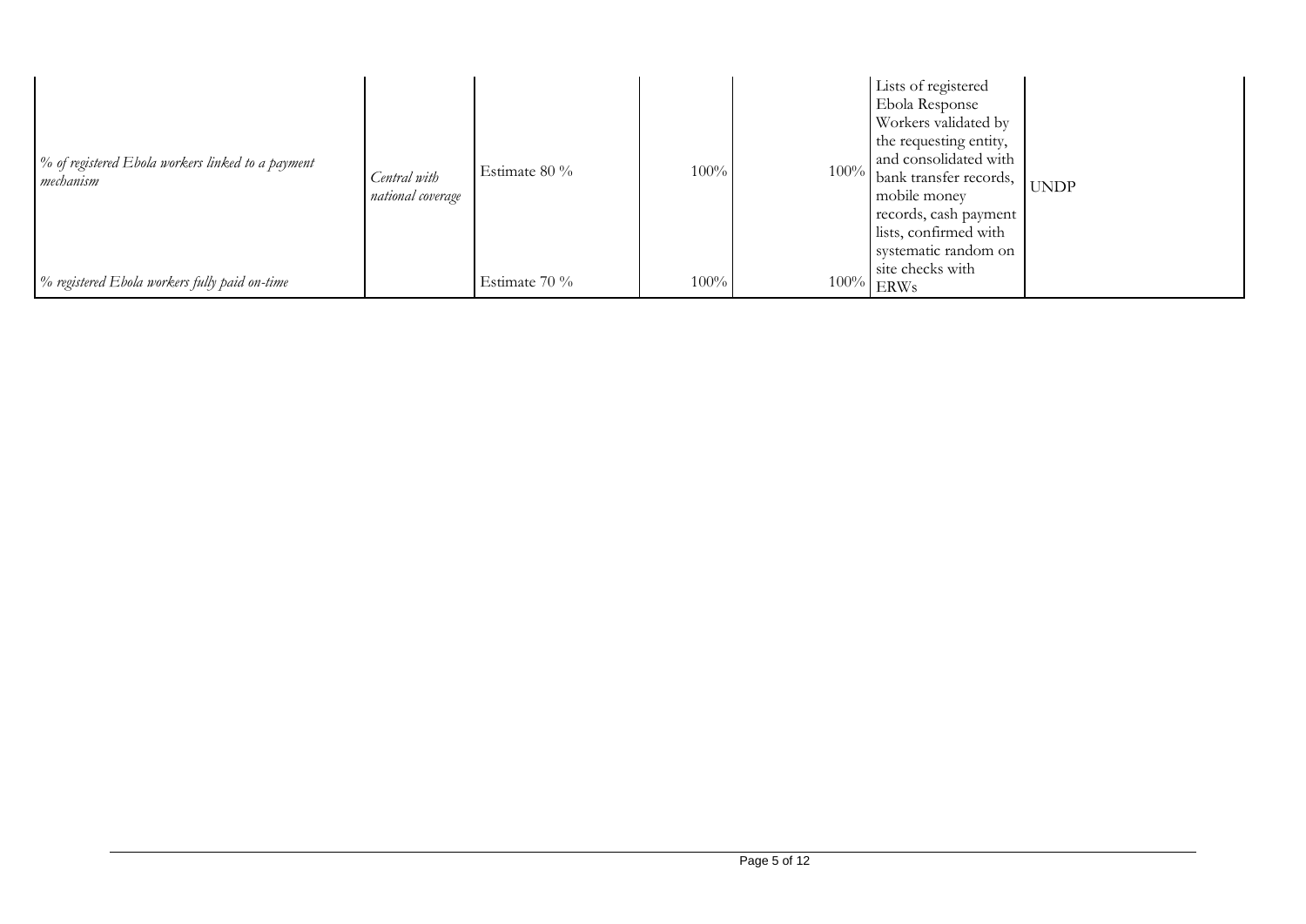| | | | | | | |
|---|---|---|---|---|---|---|
| *% of registered Ebola workers linked to a payment mechanism* | *Central with national coverage* | Estimate 80 % | 100% | 100% | Lists of registered Ebola Response Workers validated by the requesting entity, and consolidated with bank transfer records, mobile money records, cash payment lists, confirmed with systematic random on site checks with ERWs | UNDP |
| *% registered Ebola workers fully paid on-time* | | Estimate 70 % | 100% | 100% | | |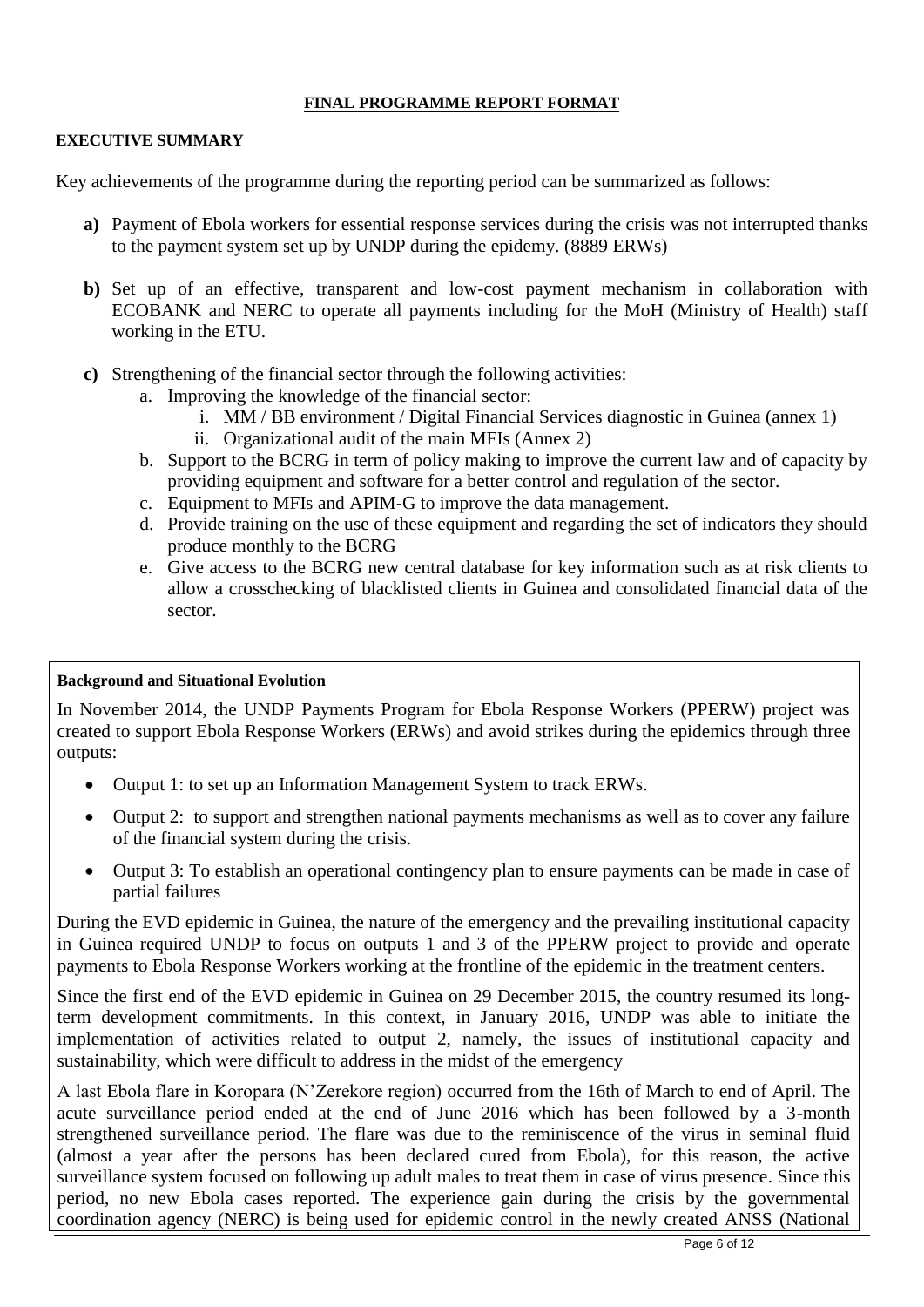**FINAL PROGRAMME REPORT FORMAT**

**EXECUTIVE SUMMARY**

Key achievements of the programme during the reporting period can be summarized as follows:

**a)** Payment of Ebola workers for essential response services during the crisis was not interrupted thanks to the payment system set up by UNDP during the epidemy. (8889 ERWs)

**b)** Set up of an effective, transparent and low-cost payment mechanism in collaboration with ECOBANK and NERC to operate all payments including for the MoH (Ministry of Health) staff working in the ETU.

**c)** Strengthening of the financial sector through the following activities:

  a. Improving the knowledge of the financial sector:
    i. MM / BB environment / Digital Financial Services diagnostic in Guinea (annex 1)
    ii. Organizational audit of the main MFIs (Annex 2)

  b. Support to the BCRG in term of policy making to improve the current law and of capacity by providing equipment and software for a better control and regulation of the sector.

  c. Equipment to MFIs and APIM-G to improve the data management.

  d. Provide training on the use of these equipment and regarding the set of indicators they should produce monthly to the BCRG

  e. Give access to the BCRG new central database for key information such as at risk clients to allow a crosschecking of blacklisted clients in Guinea and consolidated financial data of the sector.

**Background and Situational Evolution**

In November 2014, the UNDP Payments Program for Ebola Response Workers (PPERW) project was created to support Ebola Response Workers (ERWs) and avoid strikes during the epidemics through three outputs:

- Output 1: to set up an Information Management System to track ERWs.
- Output 2: to support and strengthen national payments mechanisms as well as to cover any failure of the financial system during the crisis.
- Output 3: To establish an operational contingency plan to ensure payments can be made in case of partial failures

During the EVD epidemic in Guinea, the nature of the emergency and the prevailing institutional capacity in Guinea required UNDP to focus on outputs 1 and 3 of the PPERW project to provide and operate payments to Ebola Response Workers working at the frontline of the epidemic in the treatment centers.

Since the first end of the EVD epidemic in Guinea on 29 December 2015, the country resumed its long-term development commitments. In this context, in January 2016, UNDP was able to initiate the implementation of activities related to output 2, namely, the issues of institutional capacity and sustainability, which were difficult to address in the midst of the emergency

A last Ebola flare in Koropara (N'Zerekore region) occurred from the 16th of March to end of April. The acute surveillance period ended at the end of June 2016 which has been followed by a 3-month strengthened surveillance period. The flare was due to the reminiscence of the virus in seminal fluid (almost a year after the persons has been declared cured from Ebola), for this reason, the active surveillance system focused on following up adult males to treat them in case of virus presence. Since this period, no new Ebola cases reported. The experience gain during the crisis by the governmental coordination agency (NERC) is being used for epidemic control in the newly created ANSS (National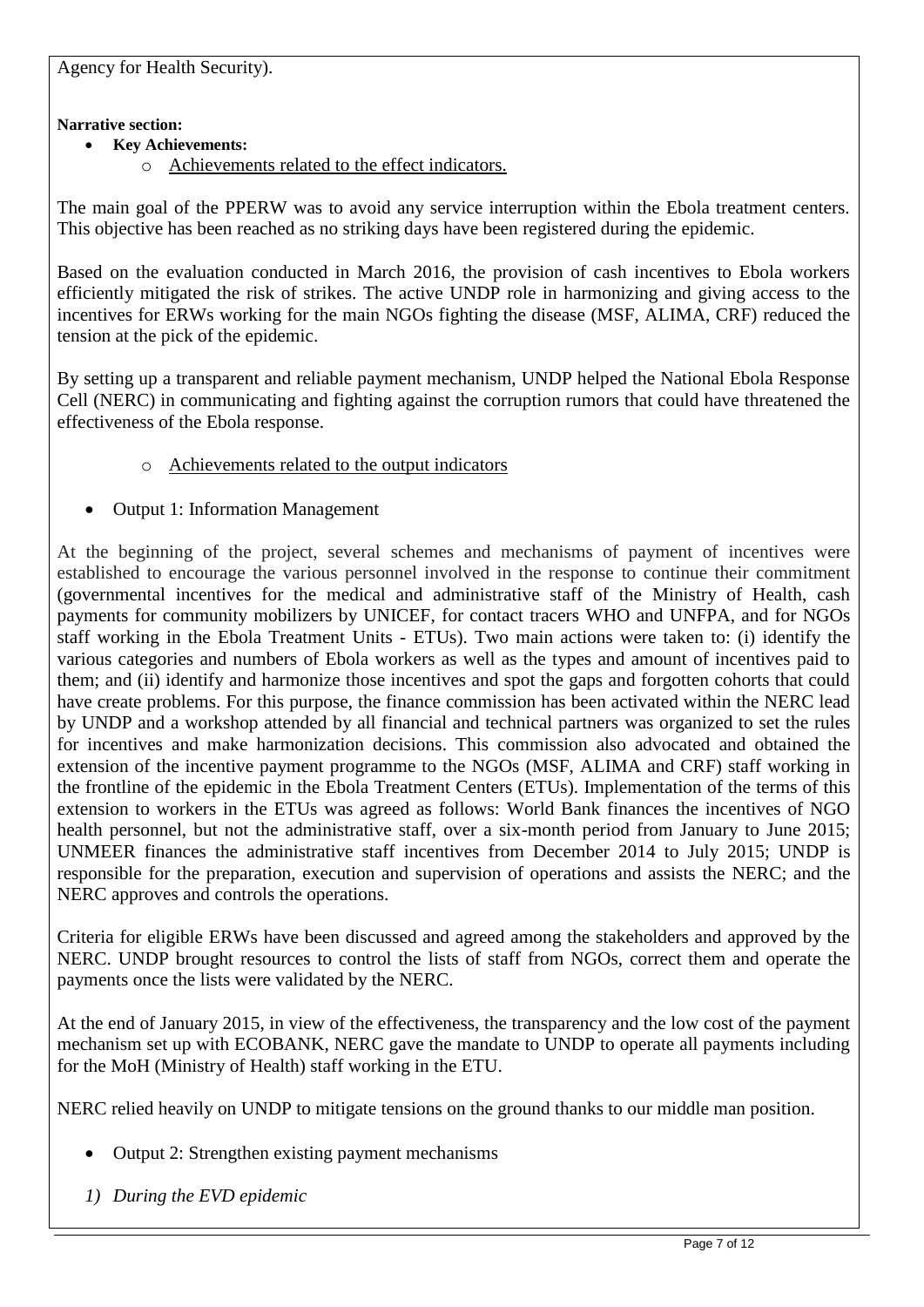Agency for Health Security).

**Narrative section:**

- **Key Achievements:**
    - Achievements related to the effect indicators.

The main goal of the PPERW was to avoid any service interruption within the Ebola treatment centers. This objective has been reached as no striking days have been registered during the epidemic.

Based on the evaluation conducted in March 2016, the provision of cash incentives to Ebola workers efficiently mitigated the risk of strikes. The active UNDP role in harmonizing and giving access to the incentives for ERWs working for the main NGOs fighting the disease (MSF, ALIMA, CRF) reduced the tension at the pick of the epidemic.

By setting up a transparent and reliable payment mechanism, UNDP helped the National Ebola Response Cell (NERC) in communicating and fighting against the corruption rumors that could have threatened the effectiveness of the Ebola response.

- Achievements related to the output indicators

- Output 1: Information Management

At the beginning of the project, several schemes and mechanisms of payment of incentives were established to encourage the various personnel involved in the response to continue their commitment (governmental incentives for the medical and administrative staff of the Ministry of Health, cash payments for community mobilizers by UNICEF, for contact tracers WHO and UNFPA, and for NGOs staff working in the Ebola Treatment Units - ETUs). Two main actions were taken to: (i) identify the various categories and numbers of Ebola workers as well as the types and amount of incentives paid to them; and (ii) identify and harmonize those incentives and spot the gaps and forgotten cohorts that could have create problems. For this purpose, the finance commission has been activated within the NERC lead by UNDP and a workshop attended by all financial and technical partners was organized to set the rules for incentives and make harmonization decisions. This commission also advocated and obtained the extension of the incentive payment programme to the NGOs (MSF, ALIMA and CRF) staff working in the frontline of the epidemic in the Ebola Treatment Centers (ETUs). Implementation of the terms of this extension to workers in the ETUs was agreed as follows: World Bank finances the incentives of NGO health personnel, but not the administrative staff, over a six-month period from January to June 2015; UNMEER finances the administrative staff incentives from December 2014 to July 2015; UNDP is responsible for the preparation, execution and supervision of operations and assists the NERC; and the NERC approves and controls the operations.

Criteria for eligible ERWs have been discussed and agreed among the stakeholders and approved by the NERC. UNDP brought resources to control the lists of staff from NGOs, correct them and operate the payments once the lists were validated by the NERC.

At the end of January 2015, in view of the effectiveness, the transparency and the low cost of the payment mechanism set up with ECOBANK, NERC gave the mandate to UNDP to operate all payments including for the MoH (Ministry of Health) staff working in the ETU.

NERC relied heavily on UNDP to mitigate tensions on the ground thanks to our middle man position.

- Output 2: Strengthen existing payment mechanisms

*1) During the EVD epidemic*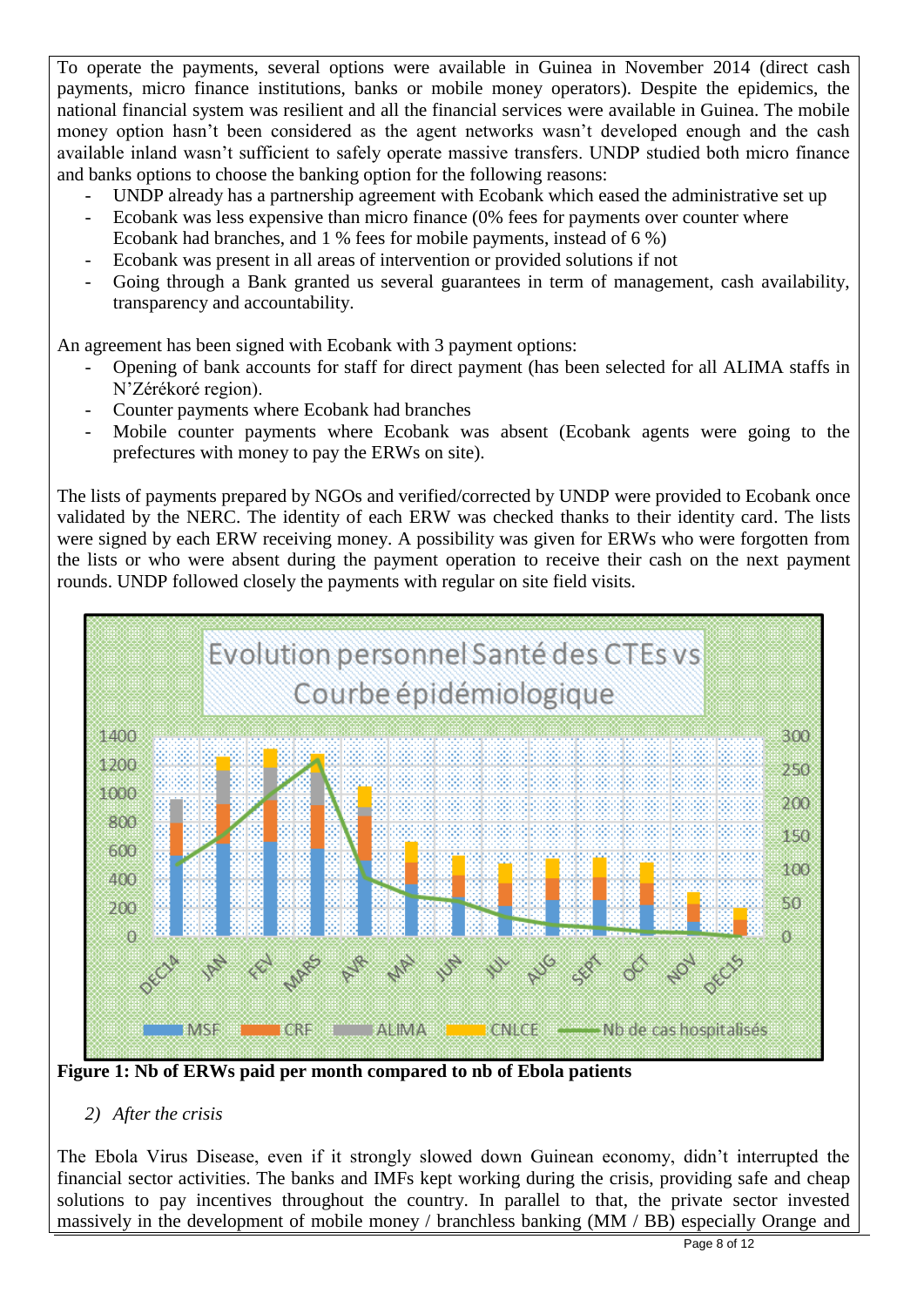To operate the payments, several options were available in Guinea in November 2014 (direct cash payments, micro finance institutions, banks or mobile money operators). Despite the epidemics, the national financial system was resilient and all the financial services were available in Guinea. The mobile money option hasn't been considered as the agent networks wasn't developed enough and the cash available inland wasn't sufficient to safely operate massive transfers. UNDP studied both micro finance and banks options to choose the banking option for the following reasons:

- UNDP already has a partnership agreement with Ecobank which eased the administrative set up
- Ecobank was less expensive than micro finance (0% fees for payments over counter where Ecobank had branches, and 1 % fees for mobile payments, instead of 6 %)
- Ecobank was present in all areas of intervention or provided solutions if not
- Going through a Bank granted us several guarantees in term of management, cash availability, transparency and accountability.

An agreement has been signed with Ecobank with 3 payment options:

- Opening of bank accounts for staff for direct payment (has been selected for all ALIMA staffs in N'Zérékoré region).
- Counter payments where Ecobank had branches
- Mobile counter payments where Ecobank was absent (Ecobank agents were going to the prefectures with money to pay the ERWs on site).

The lists of payments prepared by NGOs and verified/corrected by UNDP were provided to Ecobank once validated by the NERC. The identity of each ERW was checked thanks to their identity card. The lists were signed by each ERW receiving money. A possibility was given for ERWs who were forgotten from the lists or who were absent during the payment operation to receive their cash on the next payment rounds. UNDP followed closely the payments with regular on site field visits.

Evolution personnel Santé des CTEs vs Courbe épidémiologique

(Chart: stacked bars for MSF, CRF, ALIMA, CNLCE by month DEC14 to DEC15, left axis 0–1400; line "Nb de cas hospitalisés", right axis 0–300.)

**Figure 1: Nb of ERWs paid per month compared to nb of Ebola patients**

*2) After the crisis*

The Ebola Virus Disease, even if it strongly slowed down Guinean economy, didn't interrupted the financial sector activities. The banks and IMFs kept working during the crisis, providing safe and cheap solutions to pay incentives throughout the country. In parallel to that, the private sector invested massively in the development of mobile money / branchless banking (MM / BB) especially Orange and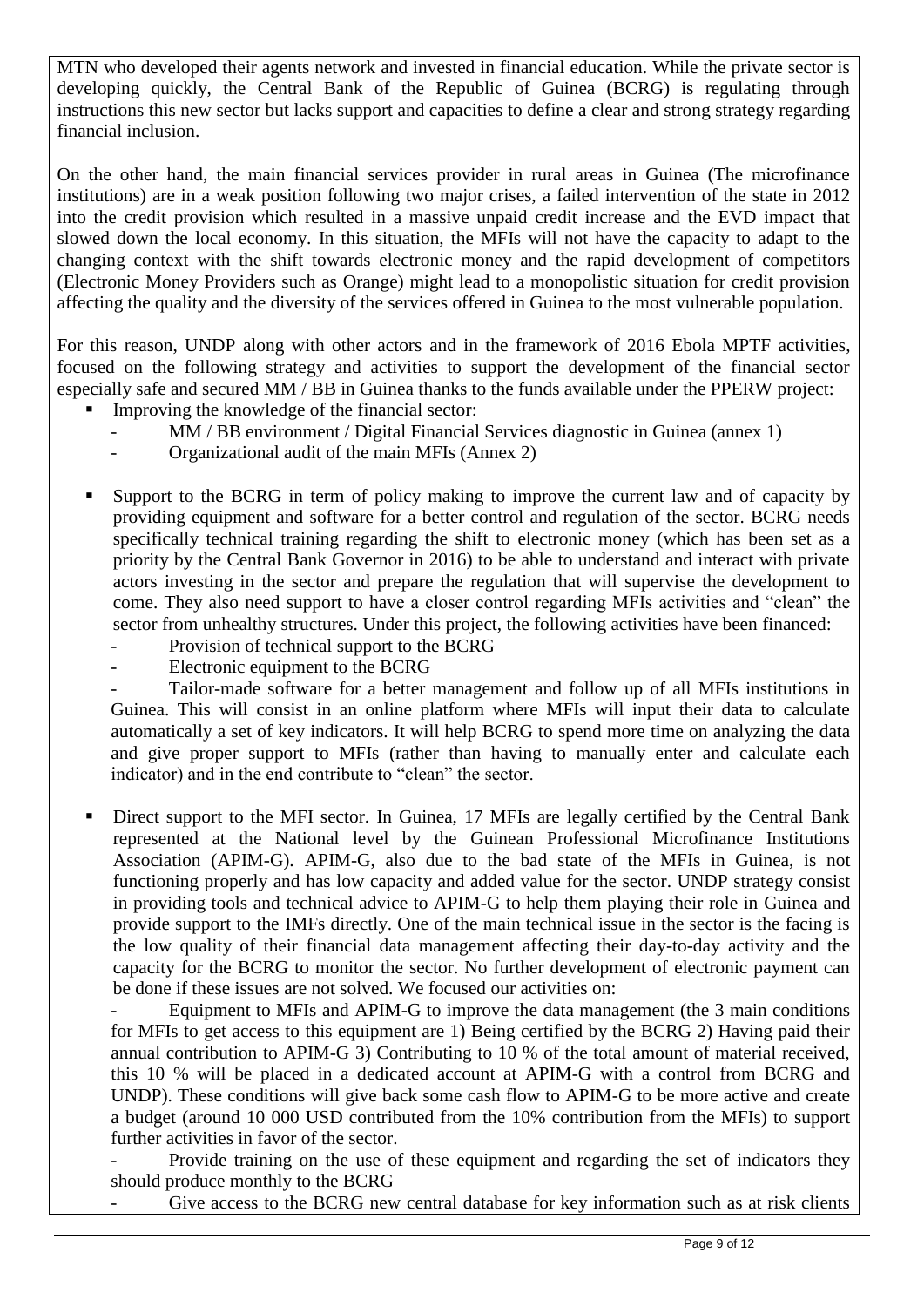MTN who developed their agents network and invested in financial education. While the private sector is developing quickly, the Central Bank of the Republic of Guinea (BCRG) is regulating through instructions this new sector but lacks support and capacities to define a clear and strong strategy regarding financial inclusion.

On the other hand, the main financial services provider in rural areas in Guinea (The microfinance institutions) are in a weak position following two major crises, a failed intervention of the state in 2012 into the credit provision which resulted in a massive unpaid credit increase and the EVD impact that slowed down the local economy. In this situation, the MFIs will not have the capacity to adapt to the changing context with the shift towards electronic money and the rapid development of competitors (Electronic Money Providers such as Orange) might lead to a monopolistic situation for credit provision affecting the quality and the diversity of the services offered in Guinea to the most vulnerable population.

For this reason, UNDP along with other actors and in the framework of 2016 Ebola MPTF activities, focused on the following strategy and activities to support the development of the financial sector especially safe and secured MM / BB in Guinea thanks to the funds available under the PPERW project:

- Improving the knowledge of the financial sector:
  - MM / BB environment / Digital Financial Services diagnostic in Guinea (annex 1)
  - Organizational audit of the main MFIs (Annex 2)

- Support to the BCRG in term of policy making to improve the current law and of capacity by providing equipment and software for a better control and regulation of the sector. BCRG needs specifically technical training regarding the shift to electronic money (which has been set as a priority by the Central Bank Governor in 2016) to be able to understand and interact with private actors investing in the sector and prepare the regulation that will supervise the development to come. They also need support to have a closer control regarding MFIs activities and "clean" the sector from unhealthy structures. Under this project, the following activities have been financed:
  - Provision of technical support to the BCRG
  - Electronic equipment to the BCRG
  - Tailor-made software for a better management and follow up of all MFIs institutions in Guinea. This will consist in an online platform where MFIs will input their data to calculate automatically a set of key indicators. It will help BCRG to spend more time on analyzing the data and give proper support to MFIs (rather than having to manually enter and calculate each indicator) and in the end contribute to "clean" the sector.

- Direct support to the MFI sector. In Guinea, 17 MFIs are legally certified by the Central Bank represented at the National level by the Guinean Professional Microfinance Institutions Association (APIM-G). APIM-G, also due to the bad state of the MFIs in Guinea, is not functioning properly and has low capacity and added value for the sector. UNDP strategy consist in providing tools and technical advice to APIM-G to help them playing their role in Guinea and provide support to the IMFs directly. One of the main technical issue in the sector is the facing is the low quality of their financial data management affecting their day-to-day activity and the capacity for the BCRG to monitor the sector. No further development of electronic payment can be done if these issues are not solved. We focused our activities on:
  - Equipment to MFIs and APIM-G to improve the data management (the 3 main conditions for MFIs to get access to this equipment are 1) Being certified by the BCRG 2) Having paid their annual contribution to APIM-G 3) Contributing to 10 % of the total amount of material received, this 10 % will be placed in a dedicated account at APIM-G with a control from BCRG and UNDP). These conditions will give back some cash flow to APIM-G to be more active and create a budget (around 10 000 USD contributed from the 10% contribution from the MFIs) to support further activities in favor of the sector.
  - Provide training on the use of these equipment and regarding the set of indicators they should produce monthly to the BCRG
  - Give access to the BCRG new central database for key information such as at risk clients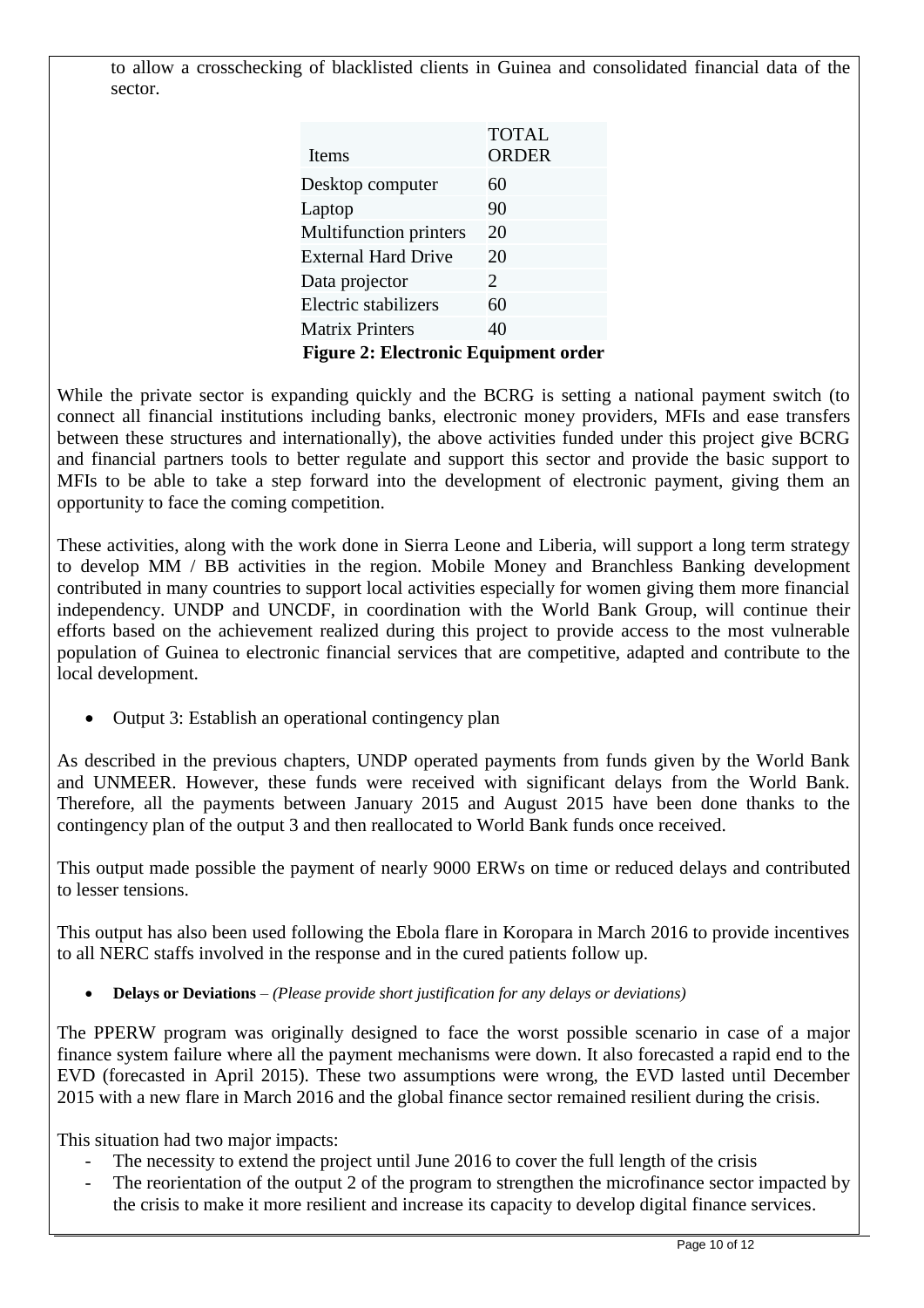to allow a crosschecking of blacklisted clients in Guinea and consolidated financial data of the sector.

| Items | TOTAL ORDER |
|---|---|
| Desktop computer | 60 |
| Laptop | 90 |
| Multifunction printers | 20 |
| External Hard Drive | 20 |
| Data projector | 2 |
| Electric stabilizers | 60 |
| Matrix Printers | 40 |

**Figure 2: Electronic Equipment order**

While the private sector is expanding quickly and the BCRG is setting a national payment switch (to connect all financial institutions including banks, electronic money providers, MFIs and ease transfers between these structures and internationally), the above activities funded under this project give BCRG and financial partners tools to better regulate and support this sector and provide the basic support to MFIs to be able to take a step forward into the development of electronic payment, giving them an opportunity to face the coming competition.

These activities, along with the work done in Sierra Leone and Liberia, will support a long term strategy to develop MM / BB activities in the region. Mobile Money and Branchless Banking development contributed in many countries to support local activities especially for women giving them more financial independency. UNDP and UNCDF, in coordination with the World Bank Group, will continue their efforts based on the achievement realized during this project to provide access to the most vulnerable population of Guinea to electronic financial services that are competitive, adapted and contribute to the local development.

- Output 3: Establish an operational contingency plan

As described in the previous chapters, UNDP operated payments from funds given by the World Bank and UNMEER. However, these funds were received with significant delays from the World Bank. Therefore, all the payments between January 2015 and August 2015 have been done thanks to the contingency plan of the output 3 and then reallocated to World Bank funds once received.

This output made possible the payment of nearly 9000 ERWs on time or reduced delays and contributed to lesser tensions.

This output has also been used following the Ebola flare in Koropara in March 2016 to provide incentives to all NERC staffs involved in the response and in the cured patients follow up.

- **Delays or Deviations** – *(Please provide short justification for any delays or deviations)*

The PPERW program was originally designed to face the worst possible scenario in case of a major finance system failure where all the payment mechanisms were down. It also forecasted a rapid end to the EVD (forecasted in April 2015). These two assumptions were wrong, the EVD lasted until December 2015 with a new flare in March 2016 and the global finance sector remained resilient during the crisis.

This situation had two major impacts:

- The necessity to extend the project until June 2016 to cover the full length of the crisis
- The reorientation of the output 2 of the program to strengthen the microfinance sector impacted by the crisis to make it more resilient and increase its capacity to develop digital finance services.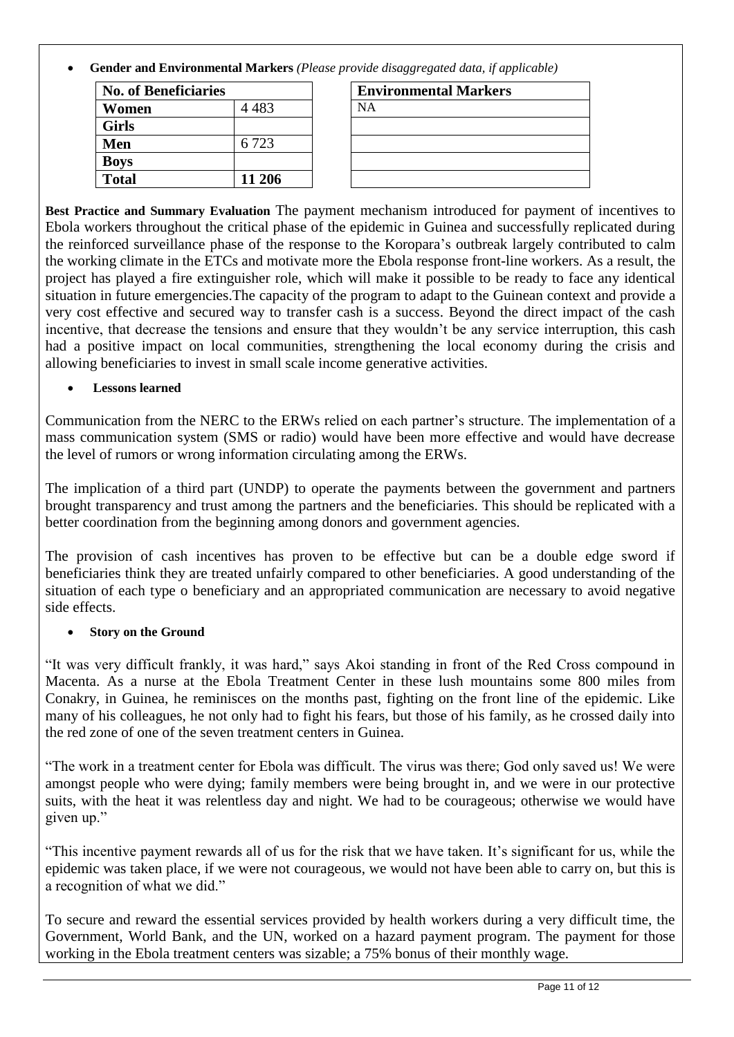- **Gender and Environmental Markers** *(Please provide disaggregated data, if applicable)*

| No. of Beneficiaries | |
|---|---|
| **Women** | 4 483 |
| **Girls** | |
| **Men** | 6 723 |
| **Boys** | |
| **Total** | **11 206** |

| Environmental Markers |
|---|
| NA |
| |
| |
| |
| |

**Best Practice and Summary Evaluation** The payment mechanism introduced for payment of incentives to Ebola workers throughout the critical phase of the epidemic in Guinea and successfully replicated during the reinforced surveillance phase of the response to the Koropara's outbreak largely contributed to calm the working climate in the ETCs and motivate more the Ebola response front-line workers. As a result, the project has played a fire extinguisher role, which will make it possible to be ready to face any identical situation in future emergencies.The capacity of the program to adapt to the Guinean context and provide a very cost effective and secured way to transfer cash is a success. Beyond the direct impact of the cash incentive, that decrease the tensions and ensure that they wouldn't be any service interruption, this cash had a positive impact on local communities, strengthening the local economy during the crisis and allowing beneficiaries to invest in small scale income generative activities.

- **Lessons learned**

Communication from the NERC to the ERWs relied on each partner's structure. The implementation of a mass communication system (SMS or radio) would have been more effective and would have decrease the level of rumors or wrong information circulating among the ERWs.

The implication of a third part (UNDP) to operate the payments between the government and partners brought transparency and trust among the partners and the beneficiaries. This should be replicated with a better coordination from the beginning among donors and government agencies.

The provision of cash incentives has proven to be effective but can be a double edge sword if beneficiaries think they are treated unfairly compared to other beneficiaries. A good understanding of the situation of each type o beneficiary and an appropriated communication are necessary to avoid negative side effects.

- **Story on the Ground**

"It was very difficult frankly, it was hard," says Akoi standing in front of the Red Cross compound in Macenta. As a nurse at the Ebola Treatment Center in these lush mountains some 800 miles from Conakry, in Guinea, he reminisces on the months past, fighting on the front line of the epidemic. Like many of his colleagues, he not only had to fight his fears, but those of his family, as he crossed daily into the red zone of one of the seven treatment centers in Guinea.

"The work in a treatment center for Ebola was difficult. The virus was there; God only saved us! We were amongst people who were dying; family members were being brought in, and we were in our protective suits, with the heat it was relentless day and night. We had to be courageous; otherwise we would have given up."

"This incentive payment rewards all of us for the risk that we have taken. It's significant for us, while the epidemic was taken place, if we were not courageous, we would not have been able to carry on, but this is a recognition of what we did."

To secure and reward the essential services provided by health workers during a very difficult time, the Government, World Bank, and the UN, worked on a hazard payment program. The payment for those working in the Ebola treatment centers was sizable; a 75% bonus of their monthly wage.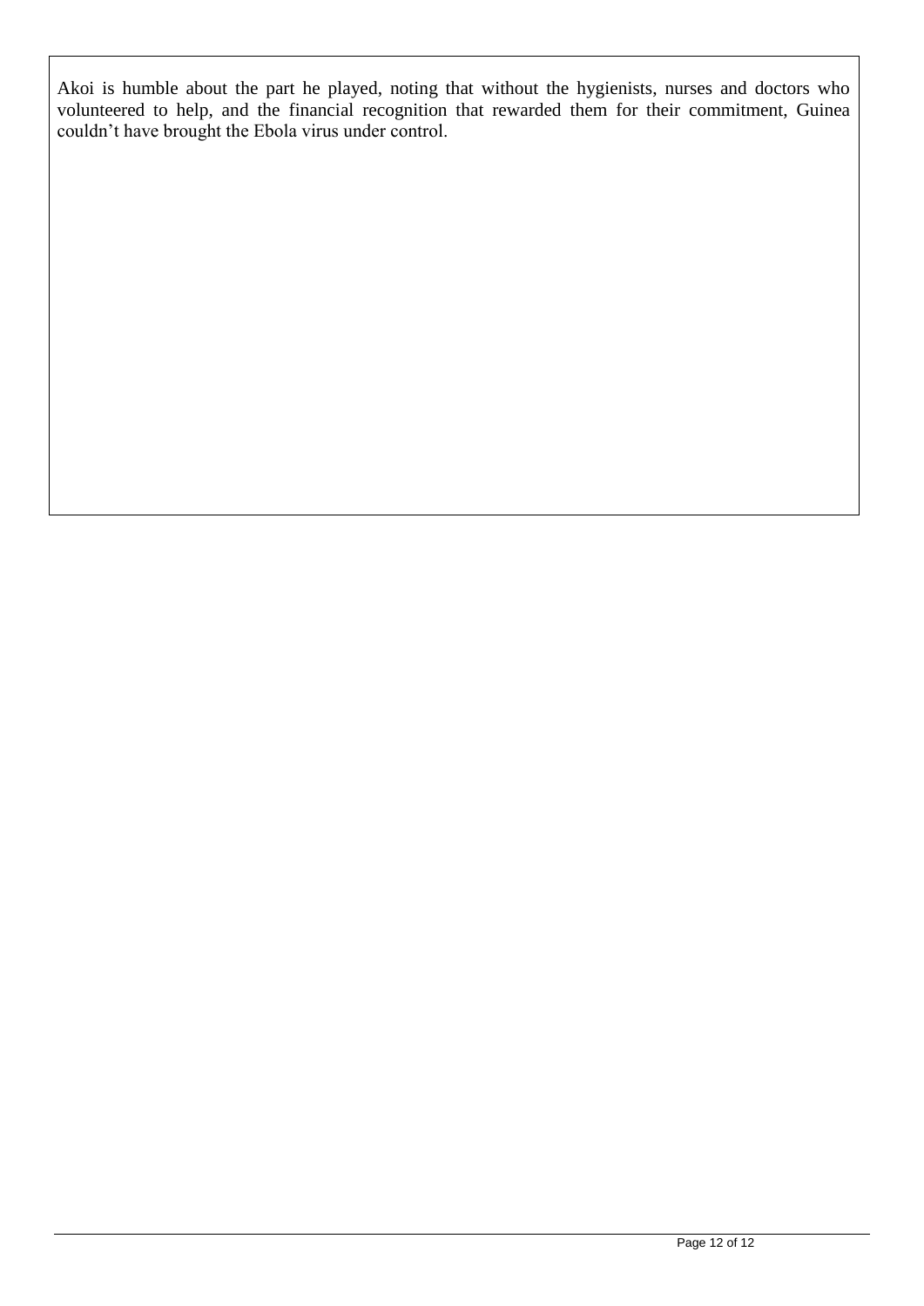Akoi is humble about the part he played, noting that without the hygienists, nurses and doctors who volunteered to help, and the financial recognition that rewarded them for their commitment, Guinea couldn't have brought the Ebola virus under control.